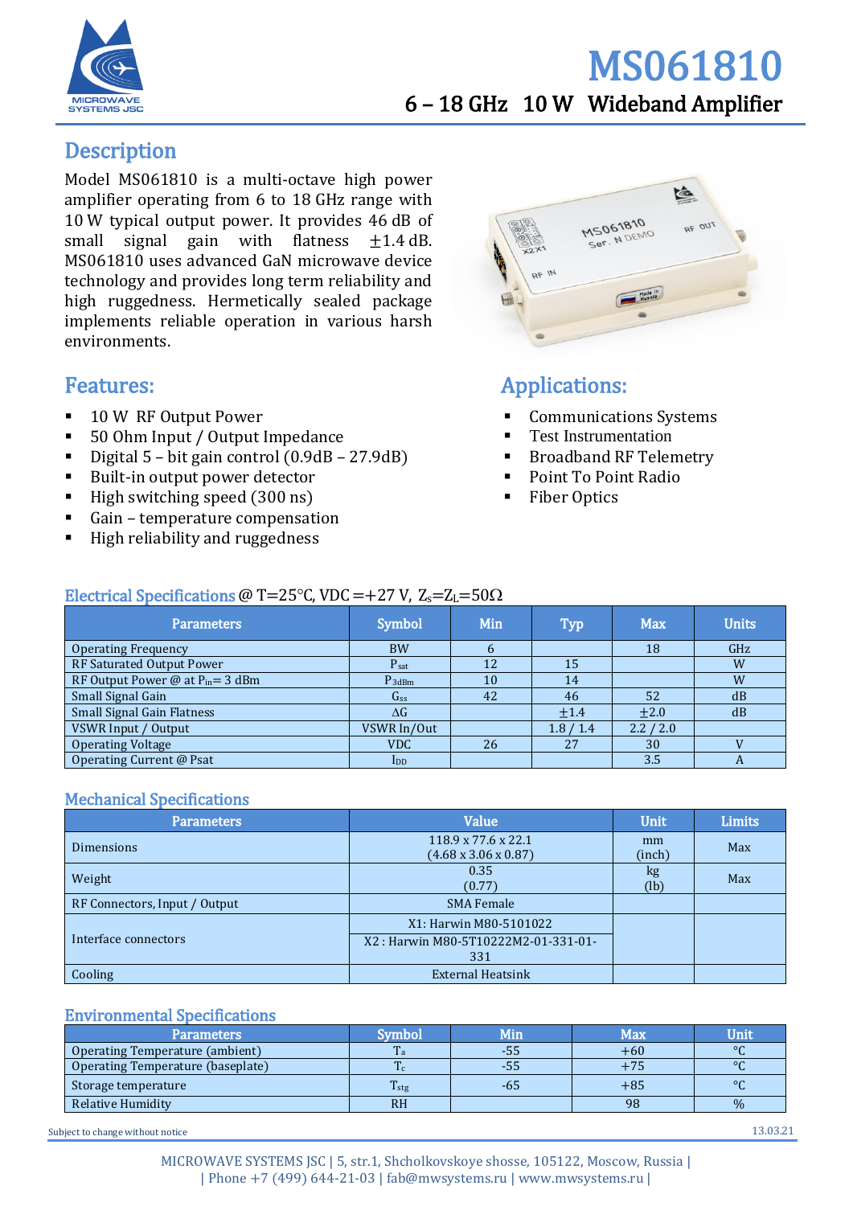# MS061810

## 6 – 18 GHz 10 W Wideband Amplifier

## Description

Model MS061810 is a multi-octave high power amplifier operating from 6 to 18 GHz range with 10 W typical output power. It provides 46 dB of small signal gain with flatness ±1.4 dB. MS061810 uses advanced GaN microwave device technology and provides long term reliability and high ruggedness. Hermetically sealed package implements reliable operation in various harsh environments.

## Features:

- 10 W RF Output Power
- 50 Ohm Input / Output Impedance
- Digital 5 – bit gain control (0.9dB – 27.9dB)
- Built-in output power detector
- High switching speed (300 ns)
- Gain – temperature compensation
- High reliability and ruggedness

## Applications:

- Communications Systems
- Test Instrumentation
- Broadband RF Telemetry
- Point To Point Radio
- Fiber Optics

## Electrical Specifications @ T=25°C, VDC =+27 V, $Z_s$=$Z_L$=50Ω

| Parameters | Symbol | Min | Typ | Max | Units |
|---|---|---|---|---|---|
| Operating Frequency | BW | 6 | | 18 | GHz |
| RF Saturated Output Power | $P_{sat}$ | 12 | 15 | | W |
| RF Output Power @ at $P_{in}$= 3 dBm | $P_{3dBm}$ | 10 | 14 | | W |
| Small Signal Gain | $G_{ss}$ | 42 | 46 | 52 | dB |
| Small Signal Gain Flatness | ΔG | | ±1.4 | ±2.0 | dB |
| VSWR Input / Output | VSWR In/Out | | 1.8 / 1.4 | 2.2 / 2.0 | |
| Operating Voltage | VDC | 26 | 27 | 30 | V |
| Operating Current @ Psat | $I_{DD}$ | | | 3.5 | A |

## Mechanical Specifications

| Parameters | Value | Unit | Limits |
|---|---|---|---|
| Dimensions | 118.9 x 77.6 x 22.1 (4.68 x 3.06 x 0.87) | mm (inch) | Max |
| Weight | 0.35 (0.77) | kg (lb) | Max |
| RF Connectors, Input / Output | SMA Female | | |
| Interface connectors | X1: Harwin M80-5101022<br>X2 : Harwin M80-5T10222M2-01-331-01-331 | | |
| Cooling | External Heatsink | | |

## Environmental Specifications

| Parameters | Symbol | Min | Max | Unit |
|---|---|---|---|---|
| Operating Temperature (ambient) | $T_a$ | -55 | +60 | °C |
| Operating Temperature (baseplate) | $T_c$ | -55 | +75 | °C |
| Storage temperature | $T_{stg}$ | -65 | +85 | °C |
| Relative Humidity | RH | | 98 | % |

Subject to change without notice

13.03.21

MICROWAVE SYSTEMS JSC | 5, str.1, Shcholkovskoye shosse, 105122, Moscow, Russia | | Phone +7 (499) 644-21-03 | fab@mwsystems.ru | www.mwsystems.ru |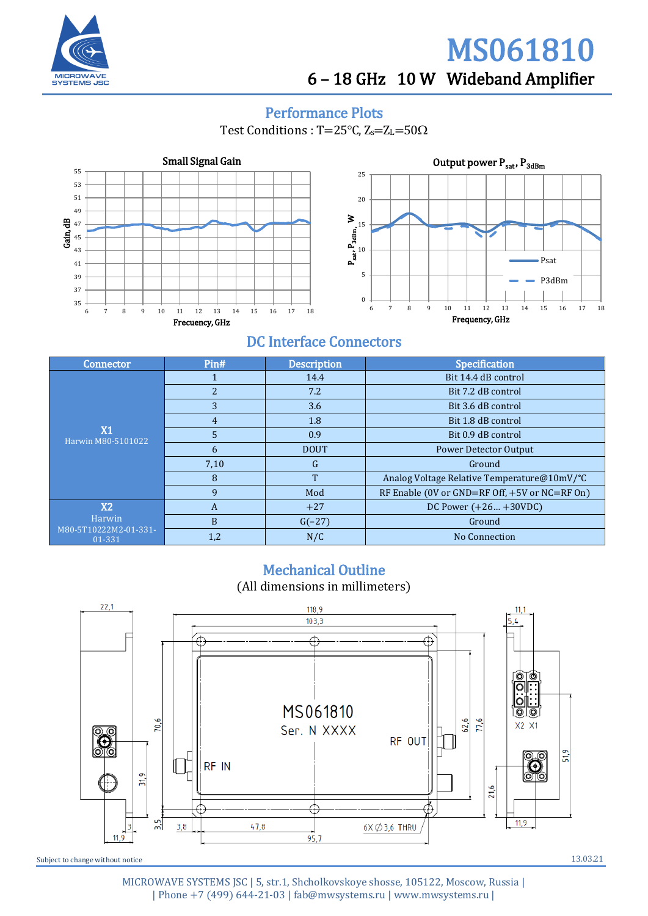# MS061810

## 6 – 18 GHz 10 W Wideband Amplifier

## Performance Plots

Test Conditions : T=25°C, $Z_s$=$Z_L$=50Ω

Small Signal Gain

Gain, dB

55
53
51
49
47
45
43
41
39
37
35

6 7 8 9 10 11 12 13 14 15 16 17 18

Frecuency, GHz

Output power $P_{sat}$, $P_{3dBm}$

$P_{sat}$, $P_{3dBm}$, W

25
20
15
10
5
0

6 7 8 9 10 11 12 13 14 15 16 17 18

Frequency, GHz

Psat

P3dBm

## DC Interface Connectors

| Connector | Pin# | Description | Specification |
|---|---|---|---|
| X1 Harwin M80-5101022 | 1 | 14.4 | Bit 14.4 dB control |
| | 2 | 7.2 | Bit 7.2 dB control |
| | 3 | 3.6 | Bit 3.6 dB control |
| | 4 | 1.8 | Bit 1.8 dB control |
| | 5 | 0.9 | Bit 0.9 dB control |
| | 6 | DOUT | Power Detector Output |
| | 7,10 | G | Ground |
| | 8 | T | Analog Voltage Relative Temperature@10mV/°C |
| | 9 | Mod | RF Enable (0V or GND=RF Off, +5V or NC=RF On) |
| X2 Harwin M80-5T10222M2-01-331-01-331 | A | +27 | DC Power (+26... +30VDC) |
| | B | G(-27) | Ground |
| | 1,2 | N/C | No Connection |

## Mechanical Outline

(All dimensions in millimeters)

22,1

118,9

103,3

11,1

5,4

MS061810

Ser. N XXXX

RF IN

RF OUT

X2 X1

70,6

62,6

77,6

51,9

31,9

21,6

3,5

3

11,9

3,8

47,8

95,7

6X ∅3,6 THRU

11,9

Subject to change without notice

13.03.21

MICROWAVE SYSTEMS JSC | 5, str.1, Shcholkovskoye shosse, 105122, Moscow, Russia |
| Phone +7 (499) 644-21-03 | fab@mwsystems.ru | www.mwsystems.ru |